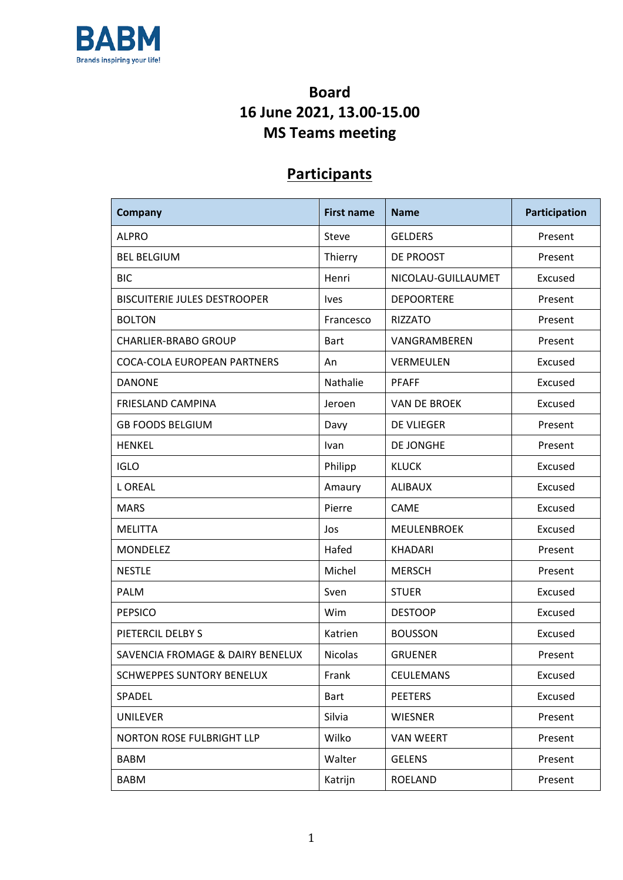BABM
Brands inspiring your life!

# Board
# 16 June 2021, 13.00-15.00
# MS Teams meeting

## Participants

| Company | First name | Name | Participation |
|---|---|---|---|
| ALPRO | Steve | GELDERS | Present |
| BEL BELGIUM | Thierry | DE PROOST | Present |
| BIC | Henri | NICOLAU-GUILLAUMET | Excused |
| BISCUITERIE JULES DESTROOPER | Ives | DEPOORTERE | Present |
| BOLTON | Francesco | RIZZATO | Present |
| CHARLIER-BRABO GROUP | Bart | VANGRAMBEREN | Present |
| COCA-COLA EUROPEAN PARTNERS | An | VERMEULEN | Excused |
| DANONE | Nathalie | PFAFF | Excused |
| FRIESLAND CAMPINA | Jeroen | VAN DE BROEK | Excused |
| GB FOODS BELGIUM | Davy | DE VLIEGER | Present |
| HENKEL | Ivan | DE JONGHE | Present |
| IGLO | Philipp | KLUCK | Excused |
| L OREAL | Amaury | ALIBAUX | Excused |
| MARS | Pierre | CAME | Excused |
| MELITTA | Jos | MEULENBROEK | Excused |
| MONDELEZ | Hafed | KHADARI | Present |
| NESTLE | Michel | MERSCH | Present |
| PALM | Sven | STUER | Excused |
| PEPSICO | Wim | DESTOOP | Excused |
| PIETERCIL DELBY S | Katrien | BOUSSON | Excused |
| SAVENCIA FROMAGE & DAIRY BENELUX | Nicolas | GRUENER | Present |
| SCHWEPPES SUNTORY BENELUX | Frank | CEULEMANS | Excused |
| SPADEL | Bart | PEETERS | Excused |
| UNILEVER | Silvia | WIESNER | Present |
| NORTON ROSE FULBRIGHT LLP | Wilko | VAN WEERT | Present |
| BABM | Walter | GELENS | Present |
| BABM | Katrijn | ROELAND | Present |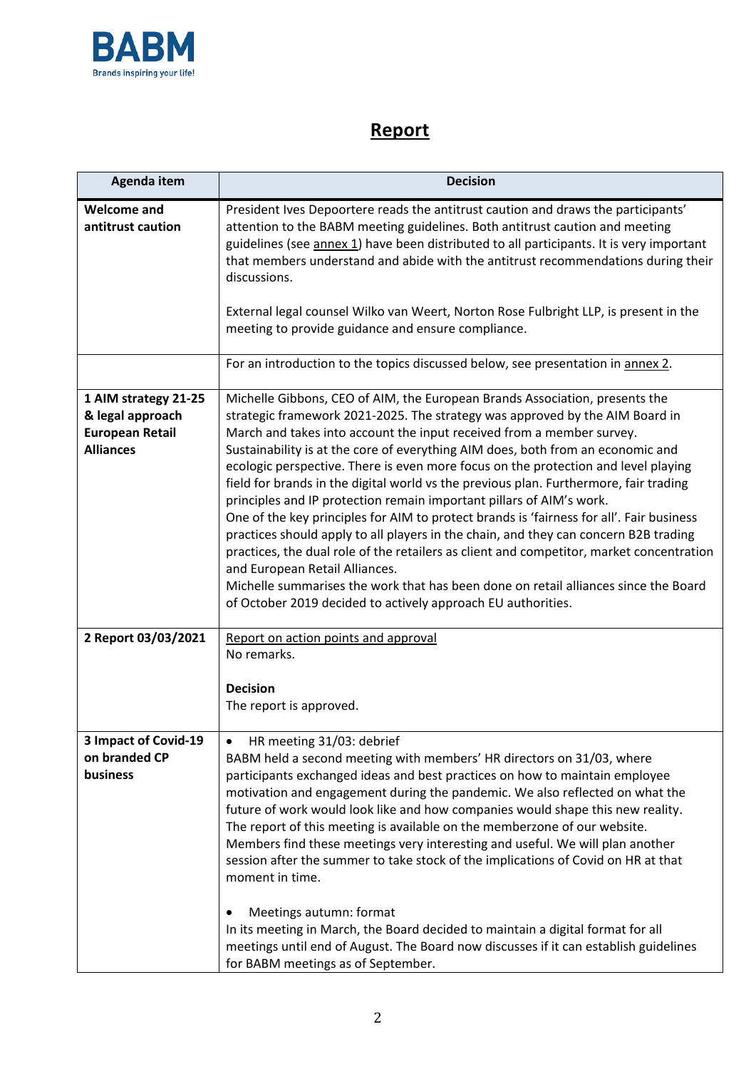BABM
Brands inspiring your life!

# Report

| Agenda item | Decision |
| --- | --- |
| **Welcome and antitrust caution** | President Ives Depoortere reads the antitrust caution and draws the participants' attention to the BABM meeting guidelines. Both antitrust caution and meeting guidelines (see annex 1) have been distributed to all participants. It is very important that members understand and abide with the antitrust recommendations during their discussions.<br><br>External legal counsel Wilko van Weert, Norton Rose Fulbright LLP, is present in the meeting to provide guidance and ensure compliance. |
| | For an introduction to the topics discussed below, see presentation in annex 2. |
| **1 AIM strategy 21-25 & legal approach European Retail Alliances** | Michelle Gibbons, CEO of AIM, the European Brands Association, presents the strategic framework 2021-2025. The strategy was approved by the AIM Board in March and takes into account the input received from a member survey.<br>Sustainability is at the core of everything AIM does, both from an economic and ecologic perspective. There is even more focus on the protection and level playing field for brands in the digital world vs the previous plan. Furthermore, fair trading principles and IP protection remain important pillars of AIM's work.<br>One of the key principles for AIM to protect brands is 'fairness for all'. Fair business practices should apply to all players in the chain, and they can concern B2B trading practices, the dual role of the retailers as client and competitor, market concentration and European Retail Alliances.<br>Michelle summarises the work that has been done on retail alliances since the Board of October 2019 decided to actively approach EU authorities. |
| **2 Report 03/03/2021** | Report on action points and approval<br>No remarks.<br><br>**Decision**<br>The report is approved. |
| **3 Impact of Covid-19 on branded CP business** | • HR meeting 31/03: debrief<br>BABM held a second meeting with members' HR directors on 31/03, where participants exchanged ideas and best practices on how to maintain employee motivation and engagement during the pandemic. We also reflected on what the future of work would look like and how companies would shape this new reality. The report of this meeting is available on the memberzone of our website.<br>Members find these meetings very interesting and useful. We will plan another session after the summer to take stock of the implications of Covid on HR at that moment in time.<br><br>• Meetings autumn: format<br>In its meeting in March, the Board decided to maintain a digital format for all meetings until end of August. The Board now discusses if it can establish guidelines for BABM meetings as of September. |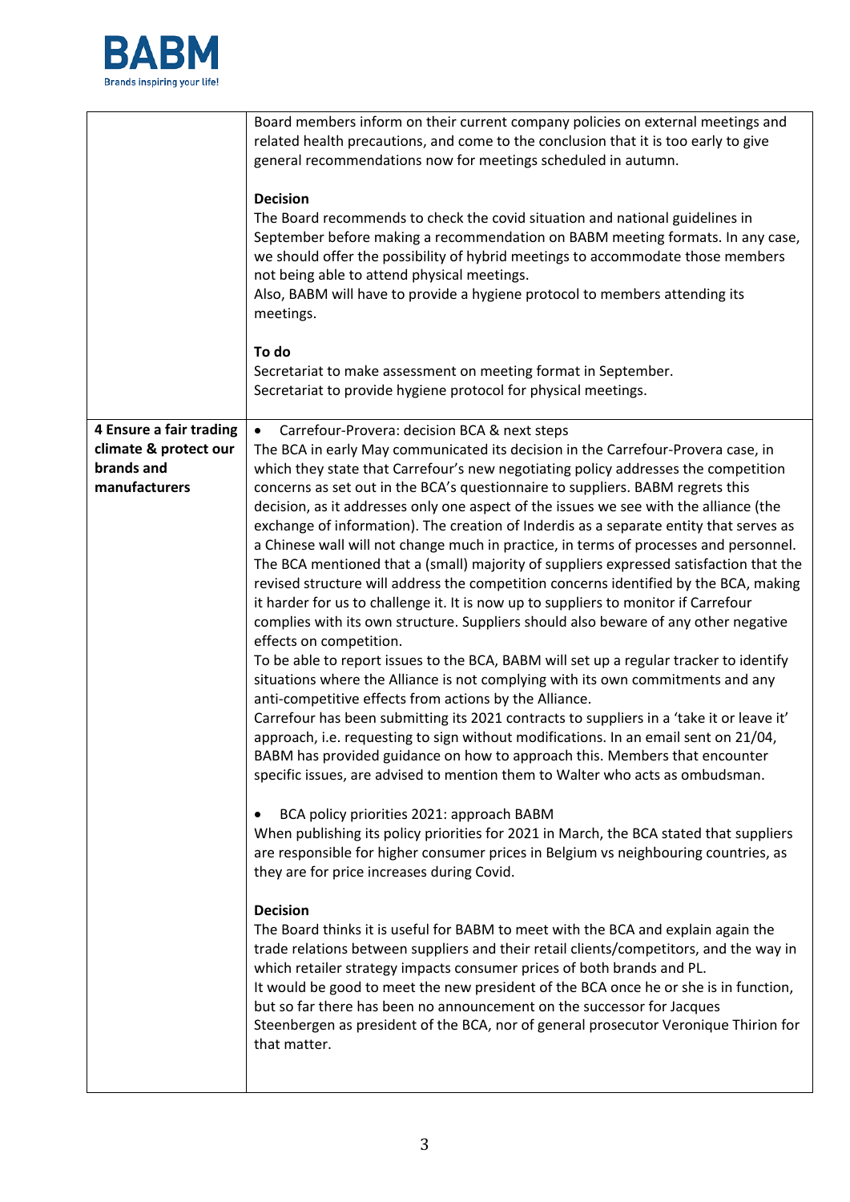| | |
|---|---|
| | Board members inform on their current company policies on external meetings and related health precautions, and come to the conclusion that it is too early to give general recommendations now for meetings scheduled in autumn.<br><br>**Decision**<br>The Board recommends to check the covid situation and national guidelines in September before making a recommendation on BABM meeting formats. In any case, we should offer the possibility of hybrid meetings to accommodate those members not being able to attend physical meetings.<br>Also, BABM will have to provide a hygiene protocol to members attending its meetings.<br><br>**To do**<br>Secretariat to make assessment on meeting format in September.<br>Secretariat to provide hygiene protocol for physical meetings. |
| **4 Ensure a fair trading climate & protect our brands and manufacturers** | • Carrefour-Provera: decision BCA & next steps<br>The BCA in early May communicated its decision in the Carrefour-Provera case, in which they state that Carrefour's new negotiating policy addresses the competition concerns as set out in the BCA's questionnaire to suppliers. BABM regrets this decision, as it addresses only one aspect of the issues we see with the alliance (the exchange of information). The creation of Inderdis as a separate entity that serves as a Chinese wall will not change much in practice, in terms of processes and personnel. The BCA mentioned that a (small) majority of suppliers expressed satisfaction that the revised structure will address the competition concerns identified by the BCA, making it harder for us to challenge it. It is now up to suppliers to monitor if Carrefour complies with its own structure. Suppliers should also beware of any other negative effects on competition.<br>To be able to report issues to the BCA, BABM will set up a regular tracker to identify situations where the Alliance is not complying with its own commitments and any anti-competitive effects from actions by the Alliance.<br>Carrefour has been submitting its 2021 contracts to suppliers in a 'take it or leave it' approach, i.e. requesting to sign without modifications. In an email sent on 21/04, BABM has provided guidance on how to approach this. Members that encounter specific issues, are advised to mention them to Walter who acts as ombudsman.<br><br>• BCA policy priorities 2021: approach BABM<br>When publishing its policy priorities for 2021 in March, the BCA stated that suppliers are responsible for higher consumer prices in Belgium vs neighbouring countries, as they are for price increases during Covid.<br><br>**Decision**<br>The Board thinks it is useful for BABM to meet with the BCA and explain again the trade relations between suppliers and their retail clients/competitors, and the way in which retailer strategy impacts consumer prices of both brands and PL.<br>It would be good to meet the new president of the BCA once he or she is in function, but so far there has been no announcement on the successor for Jacques Steenbergen as president of the BCA, nor of general prosecutor Veronique Thirion for that matter. |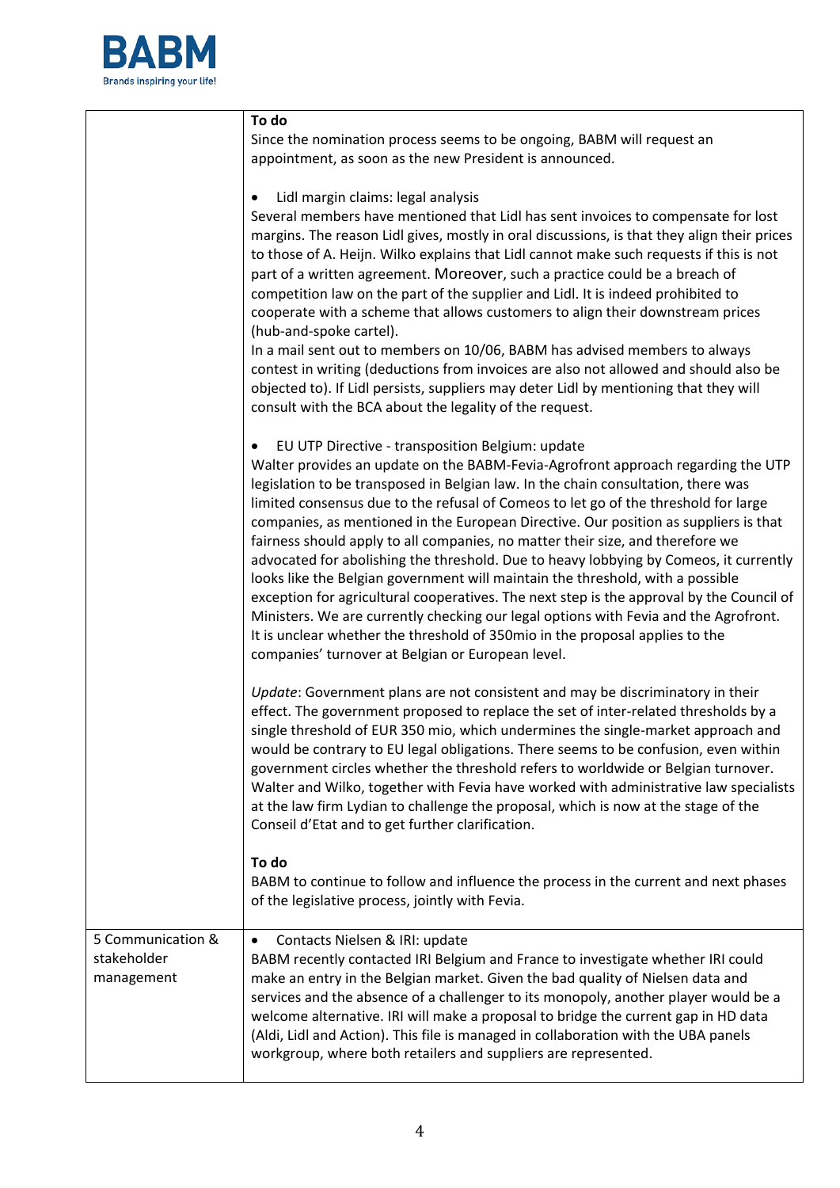| | |
|---|---|
| | **To do**<br>Since the nomination process seems to be ongoing, BABM will request an appointment, as soon as the new President is announced.<br><br>• Lidl margin claims: legal analysis<br>Several members have mentioned that Lidl has sent invoices to compensate for lost margins. The reason Lidl gives, mostly in oral discussions, is that they align their prices to those of A. Heijn. Wilko explains that Lidl cannot make such requests if this is not part of a written agreement. Moreover, such a practice could be a breach of competition law on the part of the supplier and Lidl. It is indeed prohibited to cooperate with a scheme that allows customers to align their downstream prices (hub-and-spoke cartel).<br>In a mail sent out to members on 10/06, BABM has advised members to always contest in writing (deductions from invoices are also not allowed and should also be objected to). If Lidl persists, suppliers may deter Lidl by mentioning that they will consult with the BCA about the legality of the request.<br><br>• EU UTP Directive - transposition Belgium: update<br>Walter provides an update on the BABM-Fevia-Agrofront approach regarding the UTP legislation to be transposed in Belgian law. In the chain consultation, there was limited consensus due to the refusal of Comeos to let go of the threshold for large companies, as mentioned in the European Directive. Our position as suppliers is that fairness should apply to all companies, no matter their size, and therefore we advocated for abolishing the threshold. Due to heavy lobbying by Comeos, it currently looks like the Belgian government will maintain the threshold, with a possible exception for agricultural cooperatives. The next step is the approval by the Council of Ministers. We are currently checking our legal options with Fevia and the Agrofront. It is unclear whether the threshold of 350mio in the proposal applies to the companies' turnover at Belgian or European level.<br><br>*Update*: Government plans are not consistent and may be discriminatory in their effect. The government proposed to replace the set of inter-related thresholds by a single threshold of EUR 350 mio, which undermines the single-market approach and would be contrary to EU legal obligations. There seems to be confusion, even within government circles whether the threshold refers to worldwide or Belgian turnover. Walter and Wilko, together with Fevia have worked with administrative law specialists at the law firm Lydian to challenge the proposal, which is now at the stage of the Conseil d'Etat and to get further clarification.<br><br>**To do**<br>BABM to continue to follow and influence the process in the current and next phases of the legislative process, jointly with Fevia. |
| 5 Communication & stakeholder management | • Contacts Nielsen & IRI: update<br>BABM recently contacted IRI Belgium and France to investigate whether IRI could make an entry in the Belgian market. Given the bad quality of Nielsen data and services and the absence of a challenger to its monopoly, another player would be a welcome alternative. IRI will make a proposal to bridge the current gap in HD data (Aldi, Lidl and Action). This file is managed in collaboration with the UBA panels workgroup, where both retailers and suppliers are represented. |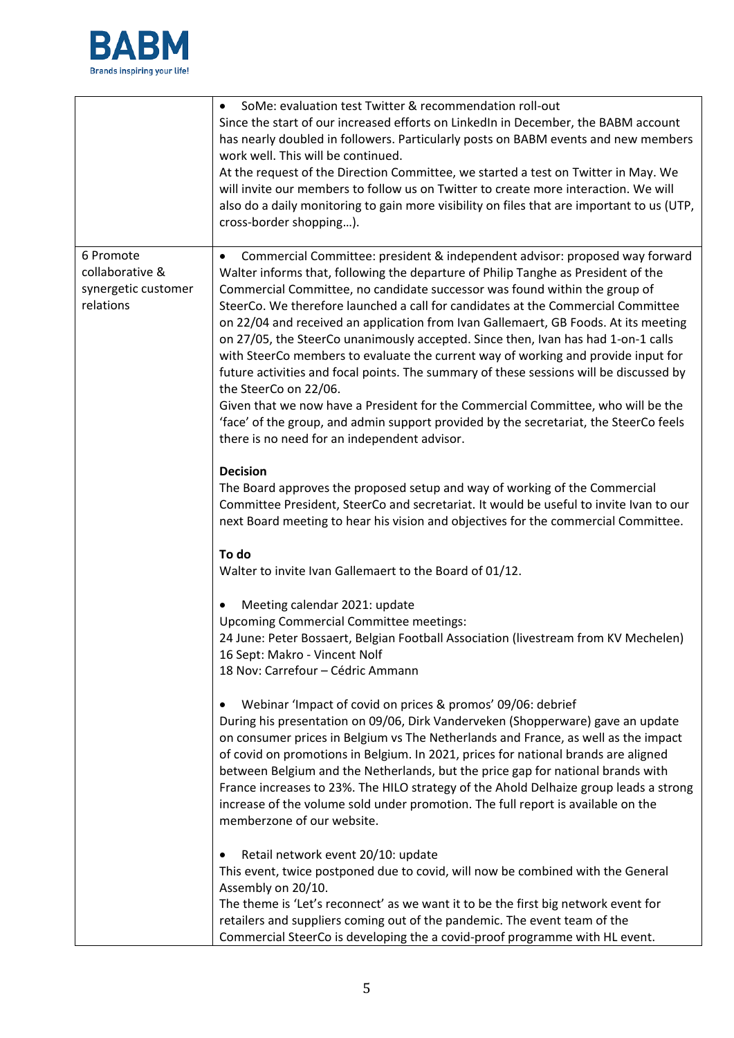| | |
|---|---|
| | • SoMe: evaluation test Twitter & recommendation roll-out<br>Since the start of our increased efforts on LinkedIn in December, the BABM account has nearly doubled in followers. Particularly posts on BABM events and new members work well. This will be continued.<br>At the request of the Direction Committee, we started a test on Twitter in May. We will invite our members to follow us on Twitter to create more interaction. We will also do a daily monitoring to gain more visibility on files that are important to us (UTP, cross-border shopping…). |
| 6 Promote collaborative & synergetic customer relations | • Commercial Committee: president & independent advisor: proposed way forward<br>Walter informs that, following the departure of Philip Tanghe as President of the Commercial Committee, no candidate successor was found within the group of SteerCo. We therefore launched a call for candidates at the Commercial Committee on 22/04 and received an application from Ivan Gallemaert, GB Foods. At its meeting on 27/05, the SteerCo unanimously accepted. Since then, Ivan has had 1-on-1 calls with SteerCo members to evaluate the current way of working and provide input for future activities and focal points. The summary of these sessions will be discussed by the SteerCo on 22/06.<br>Given that we now have a President for the Commercial Committee, who will be the 'face' of the group, and admin support provided by the secretariat, the SteerCo feels there is no need for an independent advisor.<br><br>**Decision**<br>The Board approves the proposed setup and way of working of the Commercial Committee President, SteerCo and secretariat. It would be useful to invite Ivan to our next Board meeting to hear his vision and objectives for the commercial Committee.<br><br>**To do**<br>Walter to invite Ivan Gallemaert to the Board of 01/12.<br><br>• Meeting calendar 2021: update<br>Upcoming Commercial Committee meetings:<br>24 June: Peter Bossaert, Belgian Football Association (livestream from KV Mechelen)<br>16 Sept: Makro - Vincent Nolf<br>18 Nov: Carrefour – Cédric Ammann<br><br>• Webinar 'Impact of covid on prices & promos' 09/06: debrief<br>During his presentation on 09/06, Dirk Vanderveken (Shopperware) gave an update on consumer prices in Belgium vs The Netherlands and France, as well as the impact of covid on promotions in Belgium. In 2021, prices for national brands are aligned between Belgium and the Netherlands, but the price gap for national brands with France increases to 23%. The HILO strategy of the Ahold Delhaize group leads a strong increase of the volume sold under promotion. The full report is available on the memberzone of our website.<br><br>• Retail network event 20/10: update<br>This event, twice postponed due to covid, will now be combined with the General Assembly on 20/10.<br>The theme is 'Let's reconnect' as we want it to be the first big network event for retailers and suppliers coming out of the pandemic. The event team of the Commercial SteerCo is developing the a covid-proof programme with HL event. |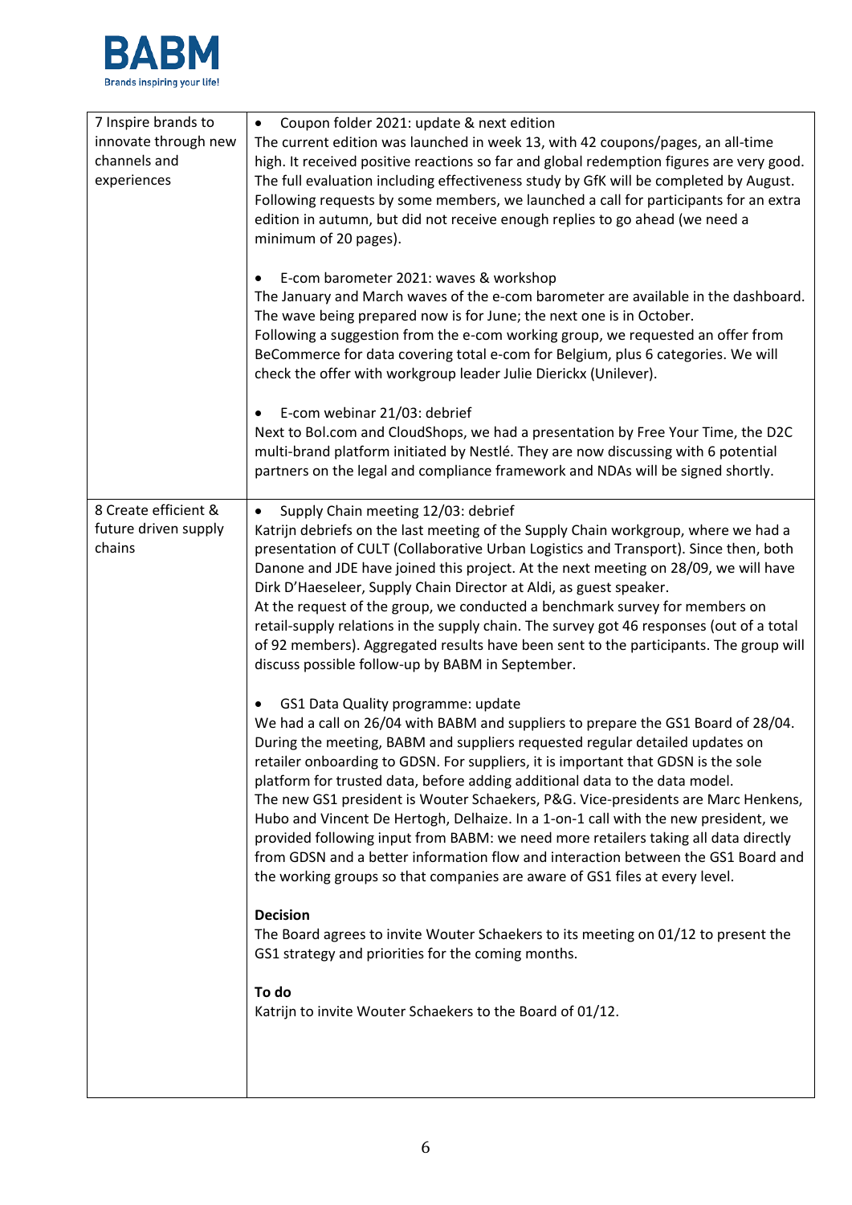| | |
|---|---|
| 7 Inspire brands to innovate through new channels and experiences | • Coupon folder 2021: update & next edition<br>The current edition was launched in week 13, with 42 coupons/pages, an all-time high. It received positive reactions so far and global redemption figures are very good. The full evaluation including effectiveness study by GfK will be completed by August. Following requests by some members, we launched a call for participants for an extra edition in autumn, but did not receive enough replies to go ahead (we need a minimum of 20 pages).<br><br>• E-com barometer 2021: waves & workshop<br>The January and March waves of the e-com barometer are available in the dashboard. The wave being prepared now is for June; the next one is in October.<br>Following a suggestion from the e-com working group, we requested an offer from BeCommerce for data covering total e-com for Belgium, plus 6 categories. We will check the offer with workgroup leader Julie Dierickx (Unilever).<br><br>• E-com webinar 21/03: debrief<br>Next to Bol.com and CloudShops, we had a presentation by Free Your Time, the D2C multi-brand platform initiated by Nestlé. They are now discussing with 6 potential partners on the legal and compliance framework and NDAs will be signed shortly. |
| 8 Create efficient & future driven supply chains | • Supply Chain meeting 12/03: debrief<br>Katrijn debriefs on the last meeting of the Supply Chain workgroup, where we had a presentation of CULT (Collaborative Urban Logistics and Transport). Since then, both Danone and JDE have joined this project. At the next meeting on 28/09, we will have Dirk D'Haeseleer, Supply Chain Director at Aldi, as guest speaker.<br>At the request of the group, we conducted a benchmark survey for members on retail-supply relations in the supply chain. The survey got 46 responses (out of a total of 92 members). Aggregated results have been sent to the participants. The group will discuss possible follow-up by BABM in September.<br><br>• GS1 Data Quality programme: update<br>We had a call on 26/04 with BABM and suppliers to prepare the GS1 Board of 28/04. During the meeting, BABM and suppliers requested regular detailed updates on retailer onboarding to GDSN. For suppliers, it is important that GDSN is the sole platform for trusted data, before adding additional data to the data model.<br>The new GS1 president is Wouter Schaekers, P&G. Vice-presidents are Marc Henkens, Hubo and Vincent De Hertogh, Delhaize. In a 1-on-1 call with the new president, we provided following input from BABM: we need more retailers taking all data directly from GDSN and a better information flow and interaction between the GS1 Board and the working groups so that companies are aware of GS1 files at every level.<br><br>**Decision**<br>The Board agrees to invite Wouter Schaekers to its meeting on 01/12 to present the GS1 strategy and priorities for the coming months.<br><br>**To do**<br>Katrijn to invite Wouter Schaekers to the Board of 01/12. |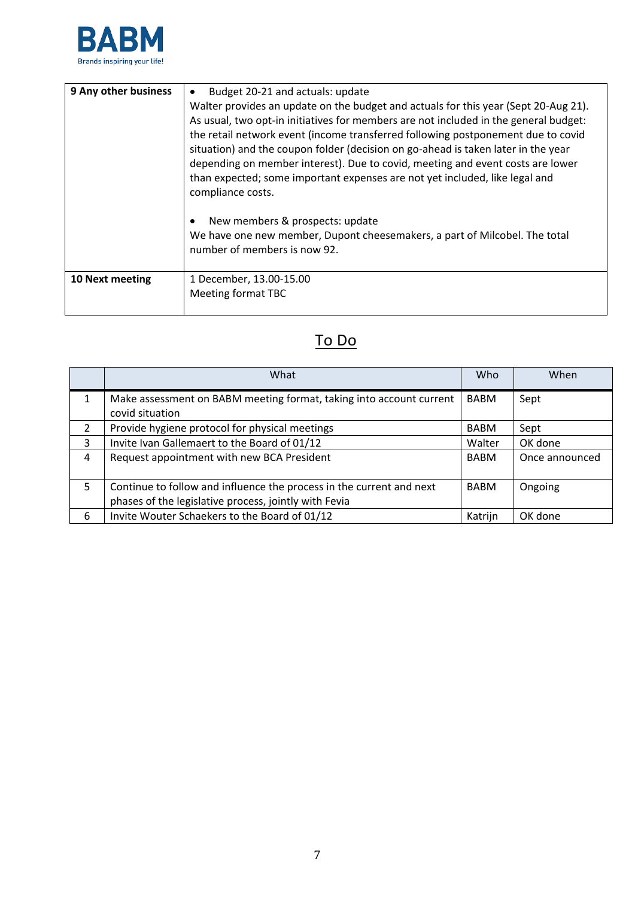| | |
|---|---|
| **9 Any other business** | • Budget 20-21 and actuals: update<br>Walter provides an update on the budget and actuals for this year (Sept 20-Aug 21). As usual, two opt-in initiatives for members are not included in the general budget: the retail network event (income transferred following postponement due to covid situation) and the coupon folder (decision on go-ahead is taken later in the year depending on member interest). Due to covid, meeting and event costs are lower than expected; some important expenses are not yet included, like legal and compliance costs.<br><br>• New members & prospects: update<br>We have one new member, Dupont cheesemakers, a part of Milcobel. The total number of members is now 92. |
| **10 Next meeting** | 1 December, 13.00-15.00<br>Meeting format TBC |

## To Do

| | What | Who | When |
|---|---|---|---|
| 1 | Make assessment on BABM meeting format, taking into account current covid situation | BABM | Sept |
| 2 | Provide hygiene protocol for physical meetings | BABM | Sept |
| 3 | Invite Ivan Gallemaert to the Board of 01/12 | Walter | OK done |
| 4 | Request appointment with new BCA President | BABM | Once announced |
| 5 | Continue to follow and influence the process in the current and next phases of the legislative process, jointly with Fevia | BABM | Ongoing |
| 6 | Invite Wouter Schaekers to the Board of 01/12 | Katrijn | OK done |